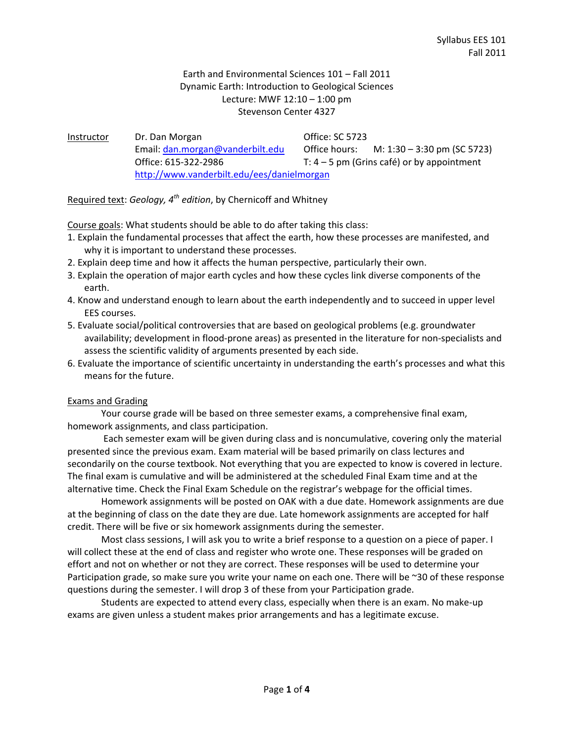Syllabus EES 101
Fall 2011

# Earth and Environmental Sciences 101 – Fall 2011
## Dynamic Earth: Introduction to Geological Sciences

Lecture: MWF 12:10 – 1:00 pm
Stevenson Center 4327

Instructor: Dr. Dan Morgan
Email: dan.morgan@vanderbilt.edu
Office: 615-322-2986
http://www.vanderbilt.edu/ees/danielmorgan

Office: SC 5723
Office hours: M: 1:30 – 3:30 pm (SC 5723)
T: 4 – 5 pm (Grins café) or by appointment

Required text: *Geology, 4th edition*, by Chernicoff and Whitney

Course goals: What students should be able to do after taking this class:

1. Explain the fundamental processes that affect the earth, how these processes are manifested, and why it is important to understand these processes.
2. Explain deep time and how it affects the human perspective, particularly their own.
3. Explain the operation of major earth cycles and how these cycles link diverse components of the earth.
4. Know and understand enough to learn about the earth independently and to succeed in upper level EES courses.
5. Evaluate social/political controversies that are based on geological problems (e.g. groundwater availability; development in flood-prone areas) as presented in the literature for non-specialists and assess the scientific validity of arguments presented by each side.
6. Evaluate the importance of scientific uncertainty in understanding the earth's processes and what this means for the future.

## Exams and Grading

Your course grade will be based on three semester exams, a comprehensive final exam, homework assignments, and class participation.

Each semester exam will be given during class and is noncumulative, covering only the material presented since the previous exam. Exam material will be based primarily on class lectures and secondarily on the course textbook. Not everything that you are expected to know is covered in lecture. The final exam is cumulative and will be administered at the scheduled Final Exam time and at the alternative time. Check the Final Exam Schedule on the registrar's webpage for the official times.

Homework assignments will be posted on OAK with a due date. Homework assignments are due at the beginning of class on the date they are due. Late homework assignments are accepted for half credit. There will be five or six homework assignments during the semester.

Most class sessions, I will ask you to write a brief response to a question on a piece of paper. I will collect these at the end of class and register who wrote one. These responses will be graded on effort and not on whether or not they are correct. These responses will be used to determine your Participation grade, so make sure you write your name on each one. There will be ~30 of these response questions during the semester. I will drop 3 of these from your Participation grade.

Students are expected to attend every class, especially when there is an exam. No make-up exams are given unless a student makes prior arrangements and has a legitimate excuse.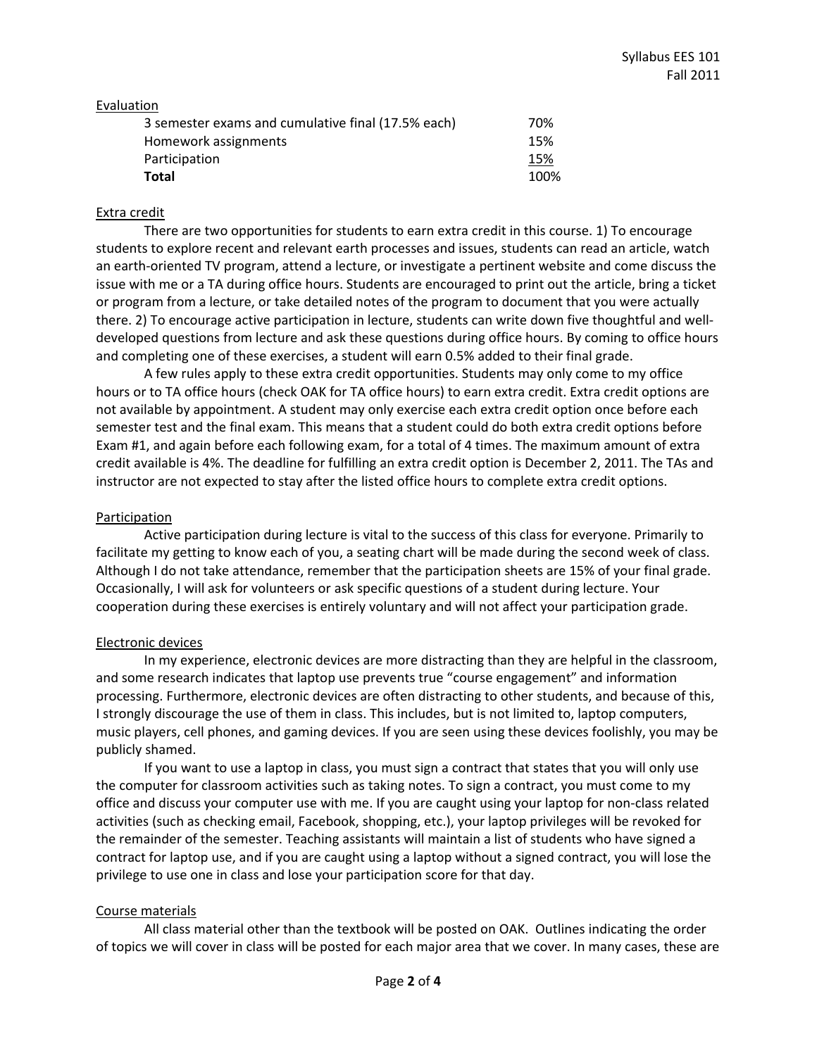## Evaluation

| | |
|---|---|
| 3 semester exams and cumulative final (17.5% each) | 70% |
| Homework assignments | 15% |
| Participation | 15% |
| **Total** | 100% |

## Extra credit

There are two opportunities for students to earn extra credit in this course. 1) To encourage students to explore recent and relevant earth processes and issues, students can read an article, watch an earth-oriented TV program, attend a lecture, or investigate a pertinent website and come discuss the issue with me or a TA during office hours. Students are encouraged to print out the article, bring a ticket or program from a lecture, or take detailed notes of the program to document that you were actually there. 2) To encourage active participation in lecture, students can write down five thoughtful and well-developed questions from lecture and ask these questions during office hours. By coming to office hours and completing one of these exercises, a student will earn 0.5% added to their final grade.

A few rules apply to these extra credit opportunities. Students may only come to my office hours or to TA office hours (check OAK for TA office hours) to earn extra credit. Extra credit options are not available by appointment. A student may only exercise each extra credit option once before each semester test and the final exam. This means that a student could do both extra credit options before Exam #1, and again before each following exam, for a total of 4 times. The maximum amount of extra credit available is 4%. The deadline for fulfilling an extra credit option is December 2, 2011. The TAs and instructor are not expected to stay after the listed office hours to complete extra credit options.

## Participation

Active participation during lecture is vital to the success of this class for everyone. Primarily to facilitate my getting to know each of you, a seating chart will be made during the second week of class. Although I do not take attendance, remember that the participation sheets are 15% of your final grade. Occasionally, I will ask for volunteers or ask specific questions of a student during lecture. Your cooperation during these exercises is entirely voluntary and will not affect your participation grade.

## Electronic devices

In my experience, electronic devices are more distracting than they are helpful in the classroom, and some research indicates that laptop use prevents true "course engagement" and information processing. Furthermore, electronic devices are often distracting to other students, and because of this, I strongly discourage the use of them in class. This includes, but is not limited to, laptop computers, music players, cell phones, and gaming devices. If you are seen using these devices foolishly, you may be publicly shamed.

If you want to use a laptop in class, you must sign a contract that states that you will only use the computer for classroom activities such as taking notes. To sign a contract, you must come to my office and discuss your computer use with me. If you are caught using your laptop for non-class related activities (such as checking email, Facebook, shopping, etc.), your laptop privileges will be revoked for the remainder of the semester. Teaching assistants will maintain a list of students who have signed a contract for laptop use, and if you are caught using a laptop without a signed contract, you will lose the privilege to use one in class and lose your participation score for that day.

## Course materials

All class material other than the textbook will be posted on OAK. Outlines indicating the order of topics we will cover in class will be posted for each major area that we cover. In many cases, these are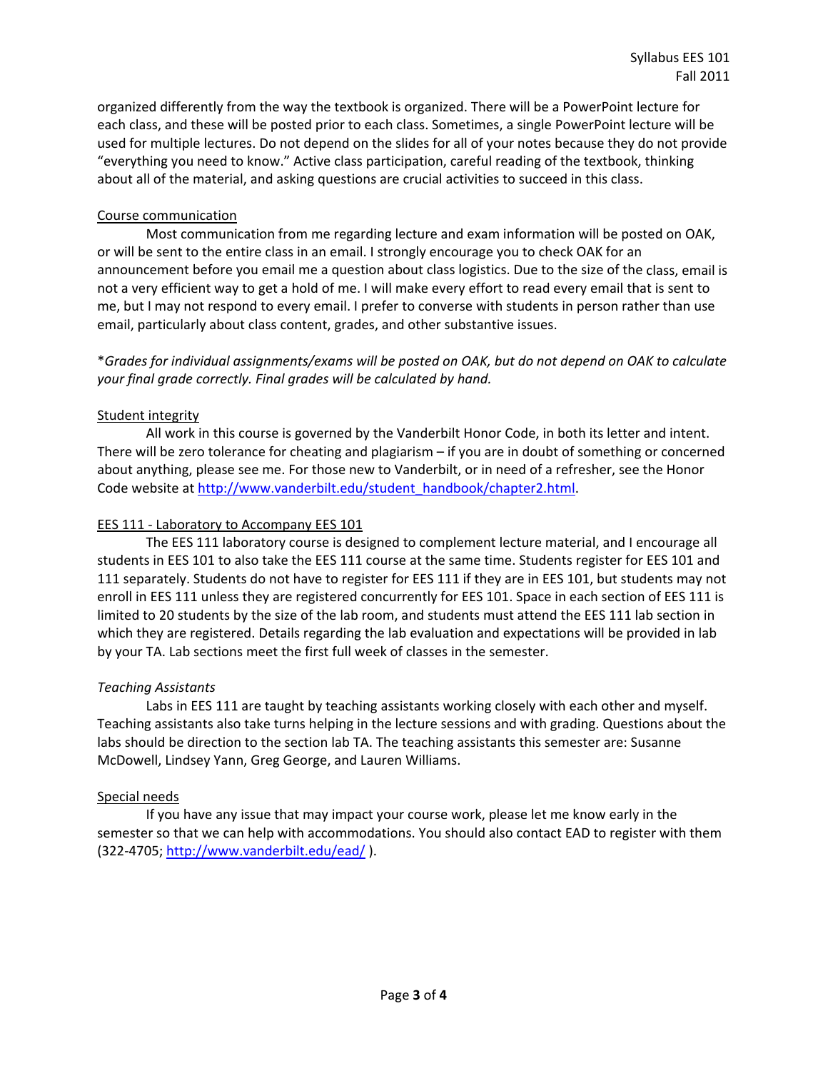organized differently from the way the textbook is organized. There will be a PowerPoint lecture for each class, and these will be posted prior to each class. Sometimes, a single PowerPoint lecture will be used for multiple lectures. Do not depend on the slides for all of your notes because they do not provide "everything you need to know." Active class participation, careful reading of the textbook, thinking about all of the material, and asking questions are crucial activities to succeed in this class.

## Course communication

Most communication from me regarding lecture and exam information will be posted on OAK, or will be sent to the entire class in an email. I strongly encourage you to check OAK for an announcement before you email me a question about class logistics. Due to the size of the class, email is not a very efficient way to get a hold of me. I will make every effort to read every email that is sent to me, but I may not respond to every email. I prefer to converse with students in person rather than use email, particularly about class content, grades, and other substantive issues.

*\*Grades for individual assignments/exams will be posted on OAK, but do not depend on OAK to calculate your final grade correctly. Final grades will be calculated by hand.*

## Student integrity

All work in this course is governed by the Vanderbilt Honor Code, in both its letter and intent. There will be zero tolerance for cheating and plagiarism – if you are in doubt of something or concerned about anything, please see me. For those new to Vanderbilt, or in need of a refresher, see the Honor Code website at http://www.vanderbilt.edu/student_handbook/chapter2.html.

## EES 111 - Laboratory to Accompany EES 101

The EES 111 laboratory course is designed to complement lecture material, and I encourage all students in EES 101 to also take the EES 111 course at the same time. Students register for EES 101 and 111 separately. Students do not have to register for EES 111 if they are in EES 101, but students may not enroll in EES 111 unless they are registered concurrently for EES 101. Space in each section of EES 111 is limited to 20 students by the size of the lab room, and students must attend the EES 111 lab section in which they are registered. Details regarding the lab evaluation and expectations will be provided in lab by your TA. Lab sections meet the first full week of classes in the semester.

### *Teaching Assistants*

Labs in EES 111 are taught by teaching assistants working closely with each other and myself. Teaching assistants also take turns helping in the lecture sessions and with grading. Questions about the labs should be direction to the section lab TA. The teaching assistants this semester are: Susanne McDowell, Lindsey Yann, Greg George, and Lauren Williams.

## Special needs

If you have any issue that may impact your course work, please let me know early in the semester so that we can help with accommodations. You should also contact EAD to register with them (322-4705; http://www.vanderbilt.edu/ead/ ).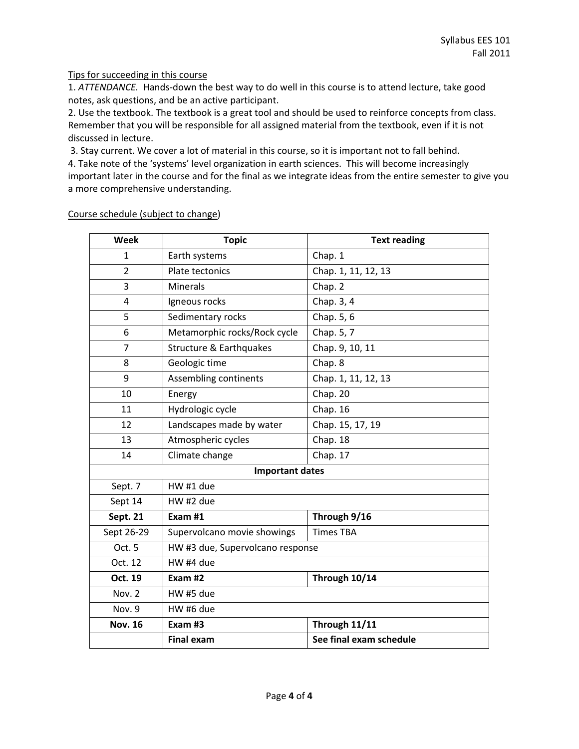Tips for succeeding in this course

1. *ATTENDANCE.* Hands-down the best way to do well in this course is to attend lecture, take good notes, ask questions, and be an active participant.
2. Use the textbook. The textbook is a great tool and should be used to reinforce concepts from class. Remember that you will be responsible for all assigned material from the textbook, even if it is not discussed in lecture.
3. Stay current. We cover a lot of material in this course, so it is important not to fall behind.
4. Take note of the 'systems' level organization in earth sciences. This will become increasingly important later in the course and for the final as we integrate ideas from the entire semester to give you a more comprehensive understanding.

Course schedule (subject to change)

| Week | Topic | Text reading |
|---|---|---|
| 1 | Earth systems | Chap. 1 |
| 2 | Plate tectonics | Chap. 1, 11, 12, 13 |
| 3 | Minerals | Chap. 2 |
| 4 | Igneous rocks | Chap. 3, 4 |
| 5 | Sedimentary rocks | Chap. 5, 6 |
| 6 | Metamorphic rocks/Rock cycle | Chap. 5, 7 |
| 7 | Structure & Earthquakes | Chap. 9, 10, 11 |
| 8 | Geologic time | Chap. 8 |
| 9 | Assembling continents | Chap. 1, 11, 12, 13 |
| 10 | Energy | Chap. 20 |
| 11 | Hydrologic cycle | Chap. 16 |
| 12 | Landscapes made by water | Chap. 15, 17, 19 |
| 13 | Atmospheric cycles | Chap. 18 |
| 14 | Climate change | Chap. 17 |
| **Important dates** | | |
| Sept. 7 | HW #1 due | |
| Sept 14 | HW #2 due | |
| **Sept. 21** | **Exam #1** | **Through 9/16** |
| Sept 26-29 | Supervolcano movie showings | Times TBA |
| Oct. 5 | HW #3 due, Supervolcano response | |
| Oct. 12 | HW #4 due | |
| **Oct. 19** | **Exam #2** | **Through 10/14** |
| Nov. 2 | HW #5 due | |
| Nov. 9 | HW #6 due | |
| **Nov. 16** | **Exam #3** | **Through 11/11** |
| | **Final exam** | **See final exam schedule** |